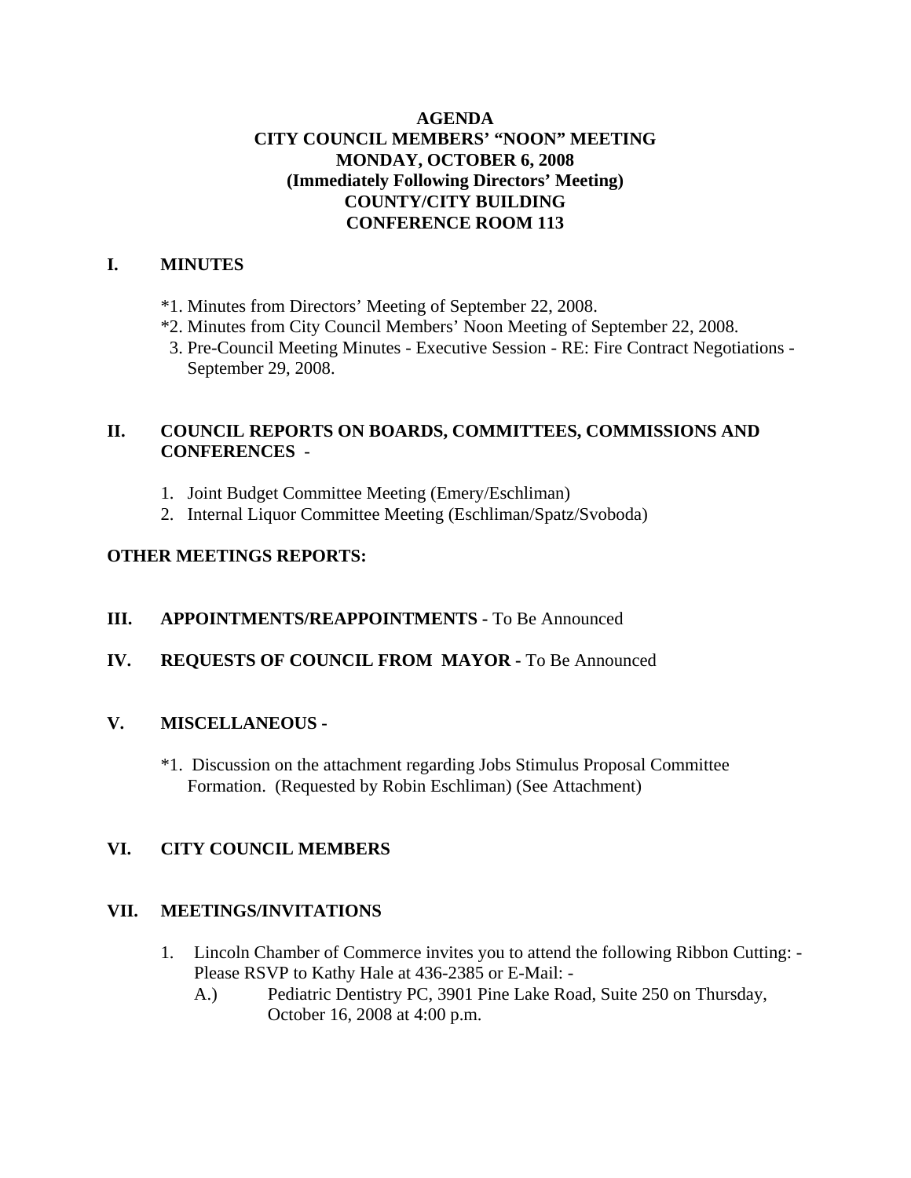# AGENDA
## CITY COUNCIL MEMBERS' "NOON" MEETING
## MONDAY, OCTOBER 6, 2008
## (Immediately Following Directors' Meeting)
## COUNTY/CITY BUILDING
## CONFERENCE ROOM 113

## I. MINUTES

*1. Minutes from Directors' Meeting of September 22, 2008.
*2. Minutes from City Council Members' Noon Meeting of September 22, 2008.
3. Pre-Council Meeting Minutes - Executive Session - RE: Fire Contract Negotiations - September 29, 2008.

## II. COUNCIL REPORTS ON BOARDS, COMMITTEES, COMMISSIONS AND CONFERENCES -

1. Joint Budget Committee Meeting (Emery/Eschliman)
2. Internal Liquor Committee Meeting (Eschliman/Spatz/Svoboda)

**OTHER MEETINGS REPORTS:**

## III. APPOINTMENTS/REAPPOINTMENTS - To Be Announced

## IV. REQUESTS OF COUNCIL FROM MAYOR - To Be Announced

## V. MISCELLANEOUS -

*1. Discussion on the attachment regarding Jobs Stimulus Proposal Committee Formation. (Requested by Robin Eschliman) (See Attachment)

## VI. CITY COUNCIL MEMBERS

## VII. MEETINGS/INVITATIONS

1. Lincoln Chamber of Commerce invites you to attend the following Ribbon Cutting: - Please RSVP to Kathy Hale at 436-2385 or E-Mail: -
   A.) Pediatric Dentistry PC, 3901 Pine Lake Road, Suite 250 on Thursday, October 16, 2008 at 4:00 p.m.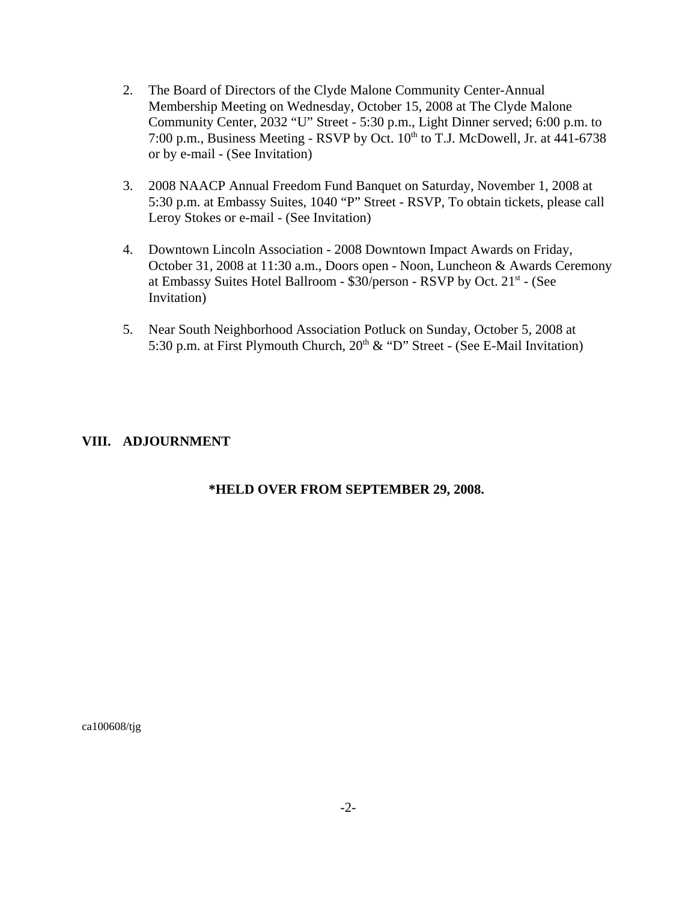2. The Board of Directors of the Clyde Malone Community Center-Annual Membership Meeting on Wednesday, October 15, 2008 at The Clyde Malone Community Center, 2032 “U” Street - 5:30 p.m., Light Dinner served; 6:00 p.m. to 7:00 p.m., Business Meeting - RSVP by Oct. 10th to T.J. McDowell, Jr. at 441-6738 or by e-mail - (See Invitation)

3. 2008 NAACP Annual Freedom Fund Banquet on Saturday, November 1, 2008 at 5:30 p.m. at Embassy Suites, 1040 “P” Street - RSVP, To obtain tickets, please call Leroy Stokes or e-mail - (See Invitation)

4. Downtown Lincoln Association - 2008 Downtown Impact Awards on Friday, October 31, 2008 at 11:30 a.m., Doors open - Noon, Luncheon & Awards Ceremony at Embassy Suites Hotel Ballroom - $30/person - RSVP by Oct. 21st - (See Invitation)

5. Near South Neighborhood Association Potluck on Sunday, October 5, 2008 at 5:30 p.m. at First Plymouth Church, 20th & “D” Street - (See E-Mail Invitation)

**VIII. ADJOURNMENT**

**\*HELD OVER FROM SEPTEMBER 29, 2008.**

ca100608/tjg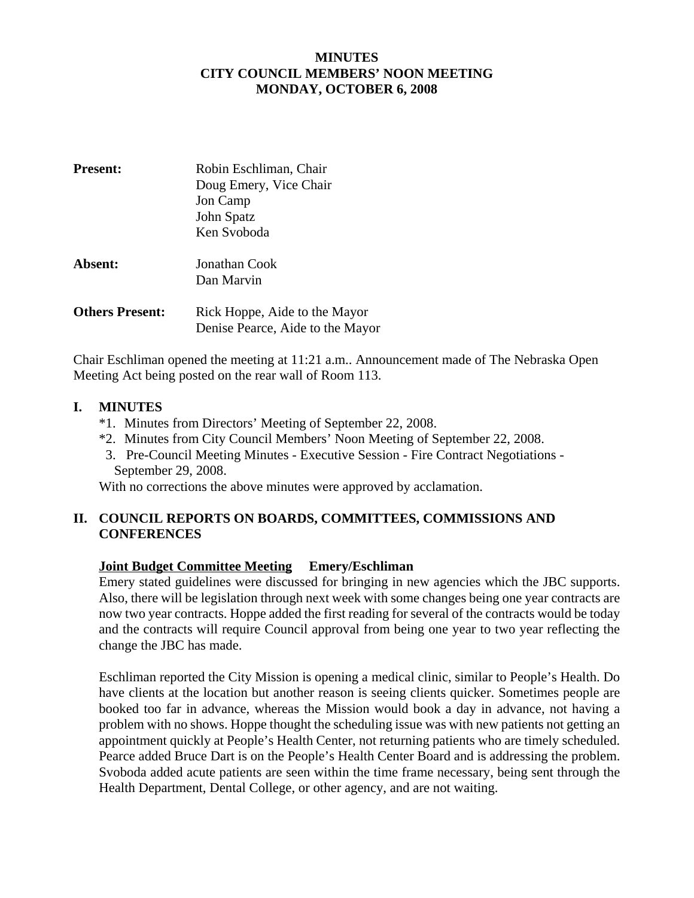**MINUTES**
**CITY COUNCIL MEMBERS' NOON MEETING**
**MONDAY, OCTOBER 6, 2008**

| | |
|---|---|
| **Present:** | Robin Eschliman, Chair<br>Doug Emery, Vice Chair<br>Jon Camp<br>John Spatz<br>Ken Svoboda |
| **Absent:** | Jonathan Cook<br>Dan Marvin |
| **Others Present:** | Rick Hoppe, Aide to the Mayor<br>Denise Pearce, Aide to the Mayor |

Chair Eschliman opened the meeting at 11:21 a.m.. Announcement made of The Nebraska Open Meeting Act being posted on the rear wall of Room 113.

## I. MINUTES

*1. Minutes from Directors' Meeting of September 22, 2008.
*2. Minutes from City Council Members' Noon Meeting of September 22, 2008.
3. Pre-Council Meeting Minutes - Executive Session - Fire Contract Negotiations - September 29, 2008.

With no corrections the above minutes were approved by acclamation.

## II. COUNCIL REPORTS ON BOARDS, COMMITTEES, COMMISSIONS AND CONFERENCES

**Joint Budget Committee Meeting** **Emery/Eschliman**

Emery stated guidelines were discussed for bringing in new agencies which the JBC supports. Also, there will be legislation through next week with some changes being one year contracts are now two year contracts. Hoppe added the first reading for several of the contracts would be today and the contracts will require Council approval from being one year to two year reflecting the change the JBC has made.

Eschliman reported the City Mission is opening a medical clinic, similar to People's Health. Do have clients at the location but another reason is seeing clients quicker. Sometimes people are booked too far in advance, whereas the Mission would book a day in advance, not having a problem with no shows. Hoppe thought the scheduling issue was with new patients not getting an appointment quickly at People's Health Center, not returning patients who are timely scheduled. Pearce added Bruce Dart is on the People's Health Center Board and is addressing the problem. Svoboda added acute patients are seen within the time frame necessary, being sent through the Health Department, Dental College, or other agency, and are not waiting.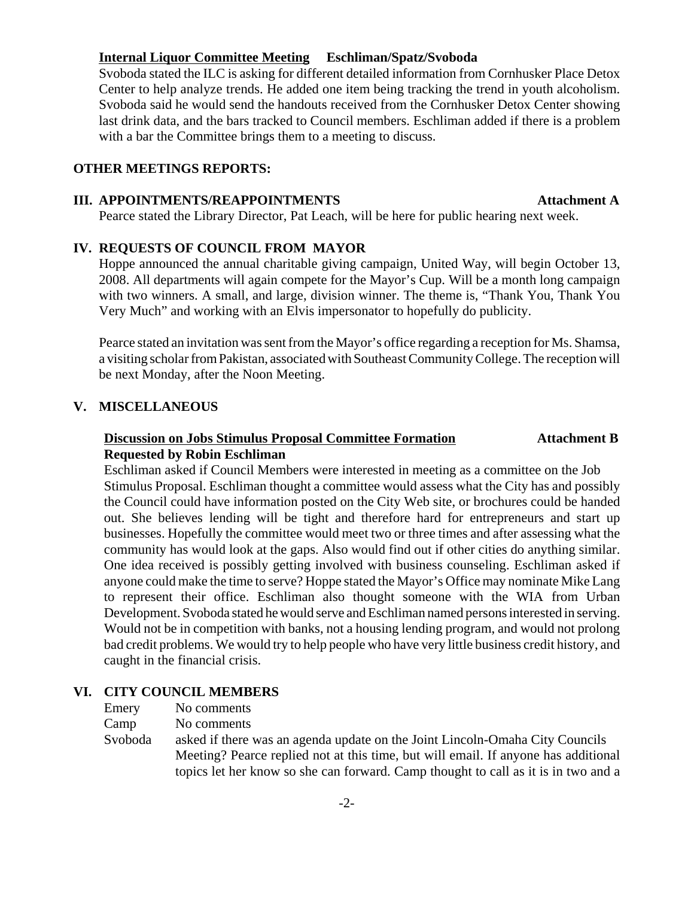**Internal Liquor Committee Meeting** **Eschliman/Spatz/Svoboda**

Svoboda stated the ILC is asking for different detailed information from Cornhusker Place Detox Center to help analyze trends. He added one item being tracking the trend in youth alcoholism. Svoboda said he would send the handouts received from the Cornhusker Detox Center showing last drink data, and the bars tracked to Council members. Eschliman added if there is a problem with a bar the Committee brings them to a meeting to discuss.

**OTHER MEETINGS REPORTS:**

**III. APPOINTMENTS/REAPPOINTMENTS** **Attachment A**

Pearce stated the Library Director, Pat Leach, will be here for public hearing next week.

**IV. REQUESTS OF COUNCIL FROM MAYOR**

Hoppe announced the annual charitable giving campaign, United Way, will begin October 13, 2008. All departments will again compete for the Mayor's Cup. Will be a month long campaign with two winners. A small, and large, division winner. The theme is, "Thank You, Thank You Very Much" and working with an Elvis impersonator to hopefully do publicity.

Pearce stated an invitation was sent from the Mayor's office regarding a reception for Ms. Shamsa, a visiting scholar from Pakistan, associated with Southeast Community College. The reception will be next Monday, after the Noon Meeting.

**V. MISCELLANEOUS**

**Discussion on Jobs Stimulus Proposal Committee Formation** **Attachment B**
**Requested by Robin Eschliman**

Eschliman asked if Council Members were interested in meeting as a committee on the Job Stimulus Proposal. Eschliman thought a committee would assess what the City has and possibly the Council could have information posted on the City Web site, or brochures could be handed out. She believes lending will be tight and therefore hard for entrepreneurs and start up businesses. Hopefully the committee would meet two or three times and after assessing what the community has would look at the gaps. Also would find out if other cities do anything similar. One idea received is possibly getting involved with business counseling. Eschliman asked if anyone could make the time to serve? Hoppe stated the Mayor's Office may nominate Mike Lang to represent their office. Eschliman also thought someone with the WIA from Urban Development. Svoboda stated he would serve and Eschliman named persons interested in serving. Would not be in competition with banks, not a housing lending program, and would not prolong bad credit problems. We would try to help people who have very little business credit history, and caught in the financial crisis.

**VI. CITY COUNCIL MEMBERS**

Emery No comments

Camp No comments

Svoboda asked if there was an agenda update on the Joint Lincoln-Omaha City Councils Meeting? Pearce replied not at this time, but will email. If anyone has additional topics let her know so she can forward. Camp thought to call as it is in two and a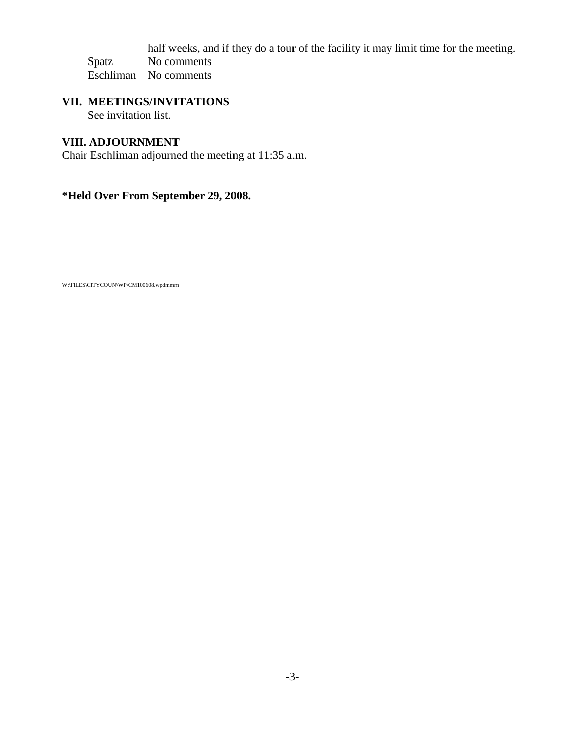half weeks, and if they do a tour of the facility it may limit time for the meeting.

Spatz No comments

Eschliman No comments

## VII. MEETINGS/INVITATIONS

See invitation list.

## VIII. ADJOURNMENT

Chair Eschliman adjourned the meeting at 11:35 a.m.

**\*Held Over From September 29, 2008.**

W:\FILES\CITYCOUN\WP\CM100608.wpdmmm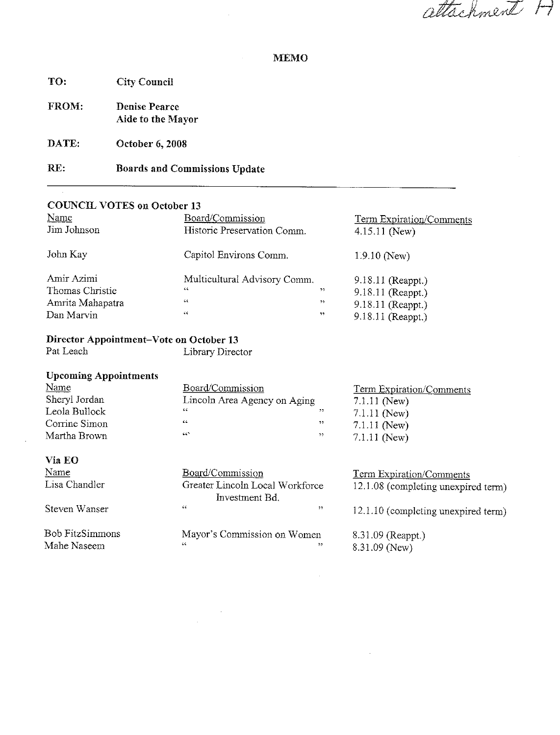attachment H

# MEMO

**TO:** City Council

**FROM:** Denise Pearce
Aide to the Mayor

**DATE:** October 6, 2008

**RE:** Boards and Commissions Update

---

### COUNCIL VOTES on October 13

| Name | Board/Commission | Term Expiration/Comments |
|---|---|---|
| Jim Johnson | Historic Preservation Comm. | 4.15.11 (New) |
| John Kay | Capitol Environs Comm. | 1.9.10 (New) |
| Amir Azimi | Multicultural Advisory Comm. | 9.18.11 (Reappt.) |
| Thomas Christie | " " | 9.18.11 (Reappt.) |
| Amrita Mahapatra | " " | 9.18.11 (Reappt.) |
| Dan Marvin | " " | 9.18.11 (Reappt.) |

### Director Appointment–Vote on October 13

| Name | Position |
|---|---|
| Pat Leach | Library Director |

### Upcoming Appointments

| Name | Board/Commission | Term Expiration/Comments |
|---|---|---|
| Sheryl Jordan | Lincoln Area Agency on Aging | 7.1.11 (New) |
| Leola Bullock | " " | 7.1.11 (New) |
| Corrine Simon | " " | 7.1.11 (New) |
| Martha Brown | " " | 7.1.11 (New) |

### Via EO

| Name | Board/Commission | Term Expiration/Comments |
|---|---|---|
| Lisa Chandler | Greater Lincoln Local Workforce Investment Bd. | 12.1.08 (completing unexpired term) |
| Steven Wanser | " " | 12.1.10 (completing unexpired term) |
| Bob FitzSimmons | Mayor's Commission on Women | 8.31.09 (Reappt.) |
| Mahe Naseem | " " | 8.31.09 (New) |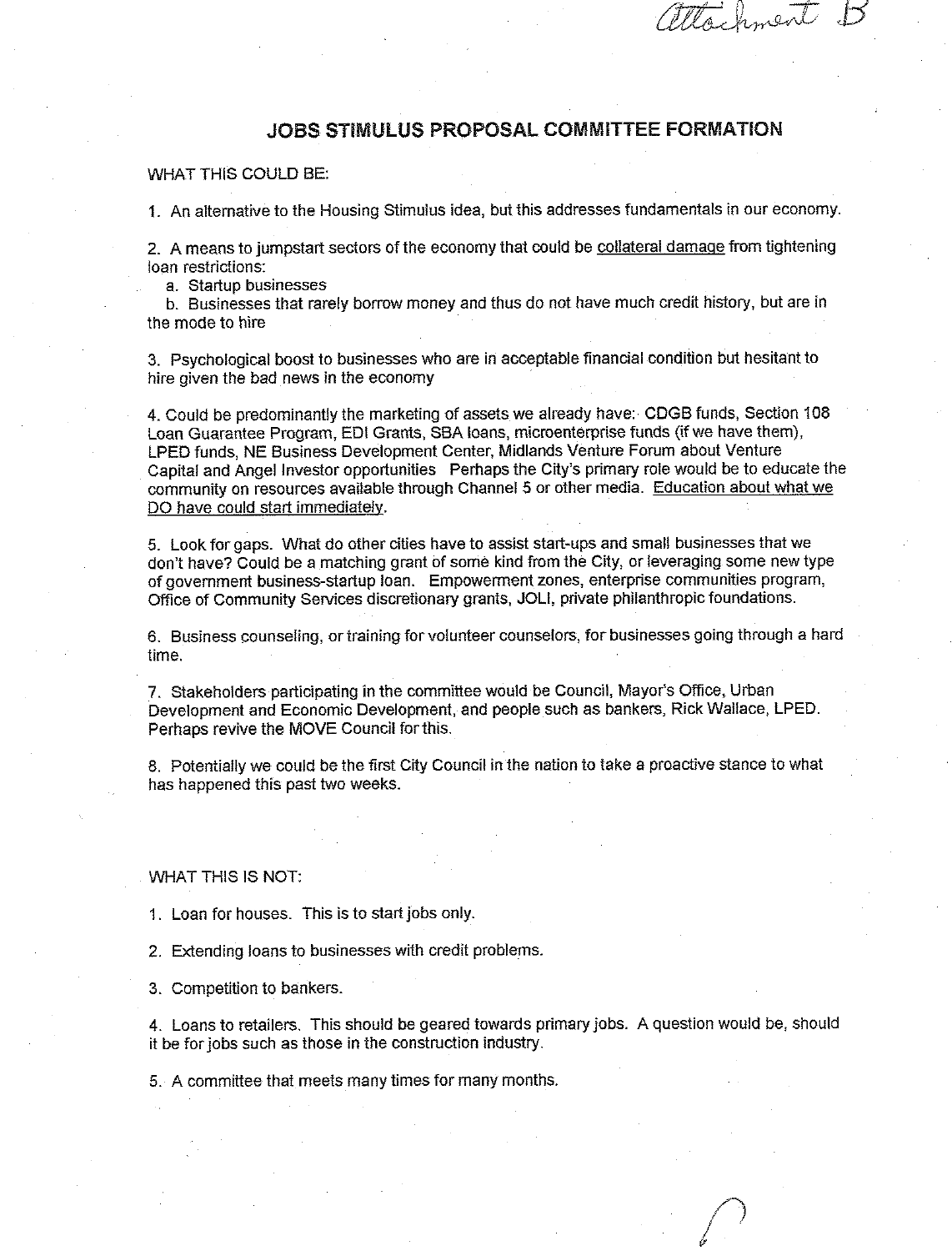Attachment B

# JOBS STIMULUS PROPOSAL COMMITTEE FORMATION

WHAT THIS COULD BE:

1. An alternative to the Housing Stimulus idea, but this addresses fundamentals in our economy.

2. A means to jumpstart sectors of the economy that could be collateral damage from tightening loan restrictions:
   a. Startup businesses
   b. Businesses that rarely borrow money and thus do not have much credit history, but are in the mode to hire

3. Psychological boost to businesses who are in acceptable financial condition but hesitant to hire given the bad news in the economy

4. Could be predominantly the marketing of assets we already have: CDGB funds, Section 108 Loan Guarantee Program, EDI Grants, SBA loans, microenterprise funds (if we have them), LPED funds, NE Business Development Center, Midlands Venture Forum about Venture Capital and Angel Investor opportunities Perhaps the City's primary role would be to educate the community on resources available through Channel 5 or other media. Education about what we DO have could start immediately.

5. Look for gaps. What do other cities have to assist start-ups and small businesses that we don't have? Could be a matching grant of some kind from the City, or leveraging some new type of government business-startup loan. Empowerment zones, enterprise communities program, Office of Community Services discretionary grants, JOLI, private philanthropic foundations.

6. Business counseling, or training for volunteer counselors, for businesses going through a hard time.

7. Stakeholders participating in the committee would be Council, Mayor's Office, Urban Development and Economic Development, and people such as bankers, Rick Wallace, LPED. Perhaps revive the MOVE Council for this.

8. Potentially we could be the first City Council in the nation to take a proactive stance to what has happened this past two weeks.

WHAT THIS IS NOT:

1. Loan for houses. This is to start jobs only.

2. Extending loans to businesses with credit problems.

3. Competition to bankers.

4. Loans to retailers. This should be geared towards primary jobs. A question would be, should it be for jobs such as those in the construction industry.

5. A committee that meets many times for many months.